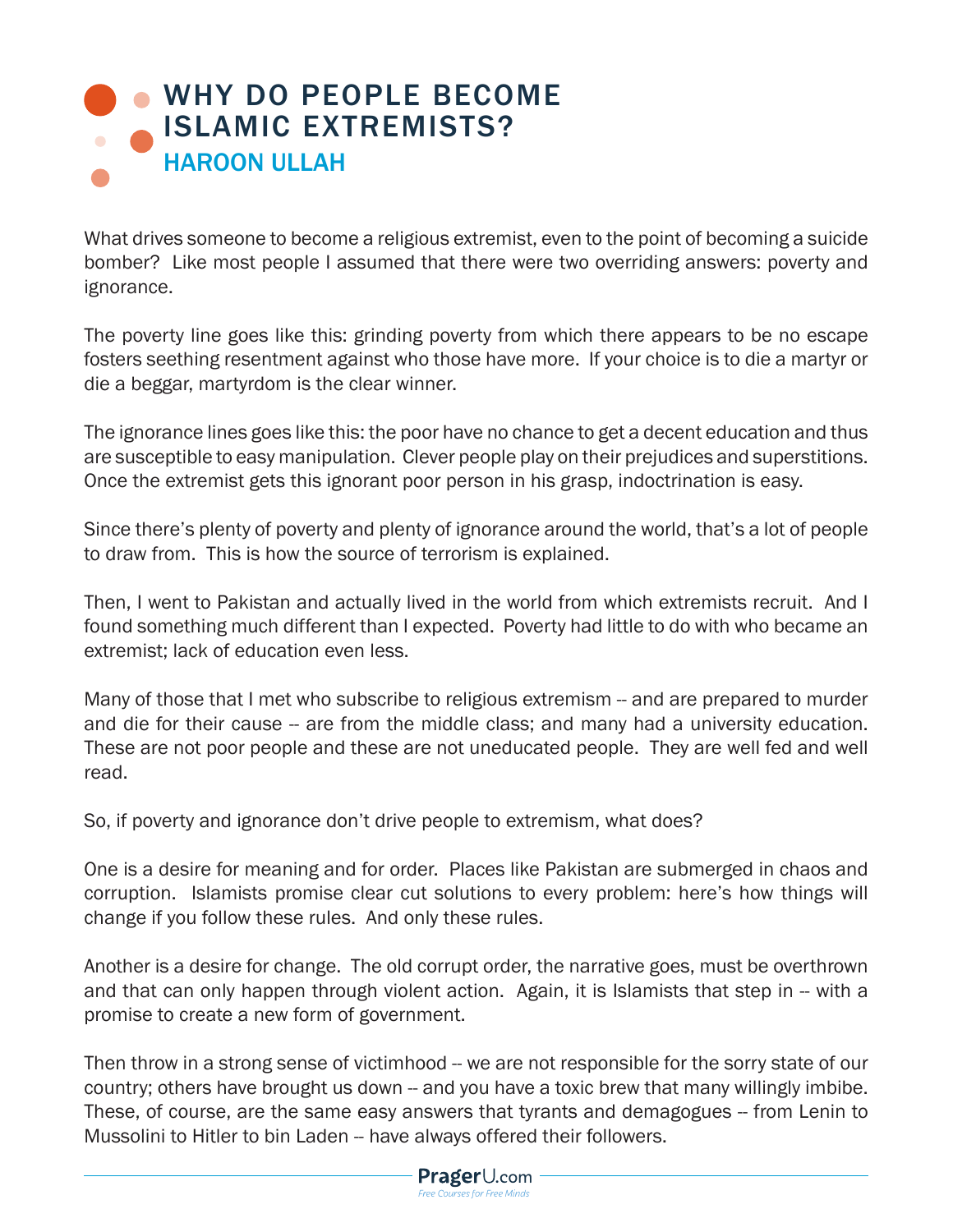# WHY DO PEOPLE BECOME ISLAMIC EXTREMISTS?

## HAROON ULLAH

What drives someone to become a religious extremist, even to the point of becoming a suicide bomber? Like most people I assumed that there were two overriding answers: poverty and ignorance.

The poverty line goes like this: grinding poverty from which there appears to be no escape fosters seething resentment against who those have more. If your choice is to die a martyr or die a beggar, martyrdom is the clear winner.

The ignorance lines goes like this: the poor have no chance to get a decent education and thus are susceptible to easy manipulation. Clever people play on their prejudices and superstitions. Once the extremist gets this ignorant poor person in his grasp, indoctrination is easy.

Since there's plenty of poverty and plenty of ignorance around the world, that's a lot of people to draw from. This is how the source of terrorism is explained.

Then, I went to Pakistan and actually lived in the world from which extremists recruit. And I found something much different than I expected. Poverty had little to do with who became an extremist; lack of education even less.

Many of those that I met who subscribe to religious extremism -- and are prepared to murder and die for their cause -- are from the middle class; and many had a university education. These are not poor people and these are not uneducated people. They are well fed and well read.

So, if poverty and ignorance don't drive people to extremism, what does?

One is a desire for meaning and for order. Places like Pakistan are submerged in chaos and corruption. Islamists promise clear cut solutions to every problem: here's how things will change if you follow these rules. And only these rules.

Another is a desire for change. The old corrupt order, the narrative goes, must be overthrown and that can only happen through violent action. Again, it is Islamists that step in -- with a promise to create a new form of government.

Then throw in a strong sense of victimhood -- we are not responsible for the sorry state of our country; others have brought us down -- and you have a toxic brew that many willingly imbibe. These, of course, are the same easy answers that tyrants and demagogues -- from Lenin to Mussolini to Hitler to bin Laden -- have always offered their followers.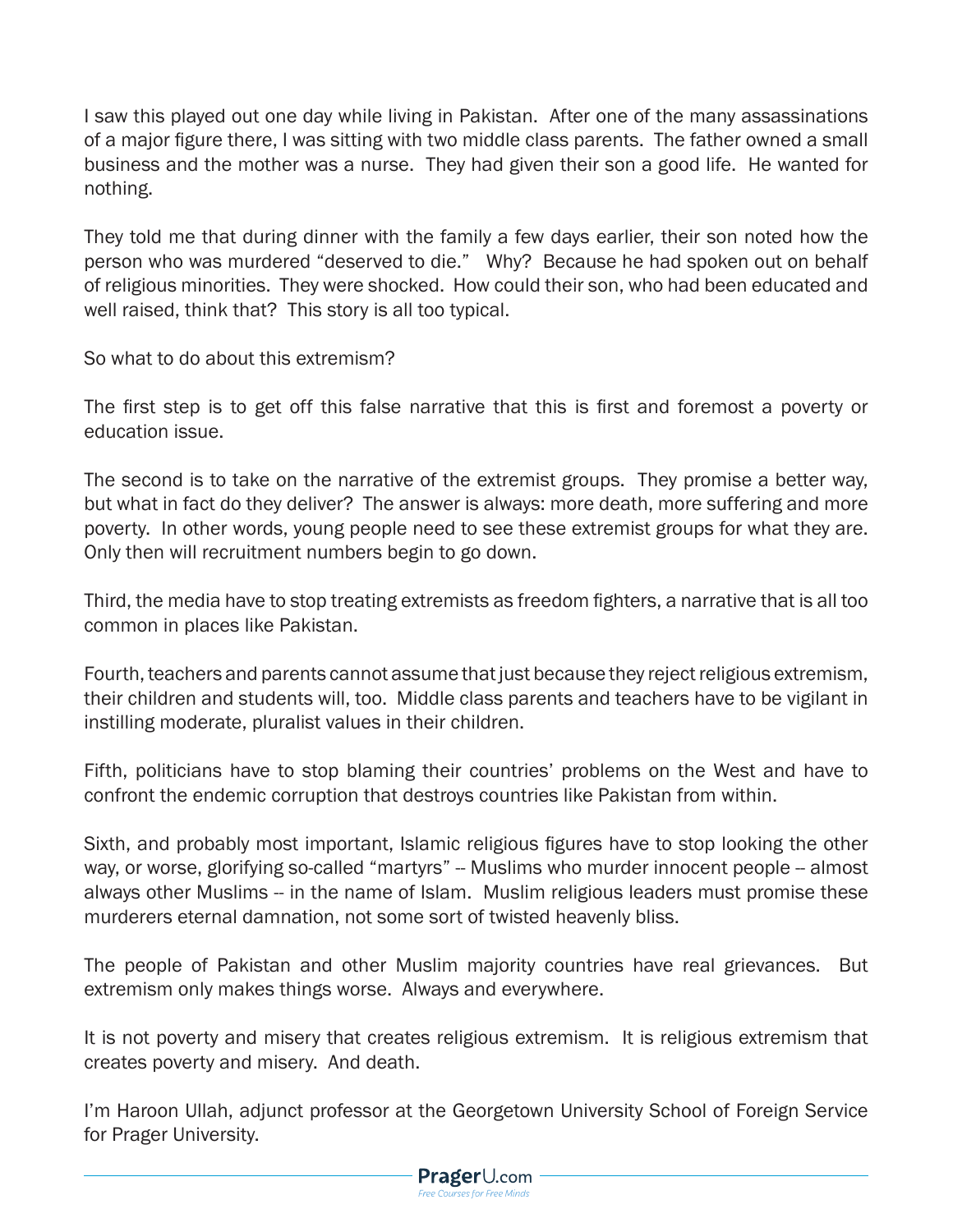I saw this played out one day while living in Pakistan. After one of the many assassinations of a major figure there, I was sitting with two middle class parents. The father owned a small business and the mother was a nurse. They had given their son a good life. He wanted for nothing.

They told me that during dinner with the family a few days earlier, their son noted how the person who was murdered "deserved to die." Why? Because he had spoken out on behalf of religious minorities. They were shocked. How could their son, who had been educated and well raised, think that? This story is all too typical.

So what to do about this extremism?

The first step is to get off this false narrative that this is first and foremost a poverty or education issue.

The second is to take on the narrative of the extremist groups. They promise a better way, but what in fact do they deliver? The answer is always: more death, more suffering and more poverty. In other words, young people need to see these extremist groups for what they are. Only then will recruitment numbers begin to go down.

Third, the media have to stop treating extremists as freedom fighters, a narrative that is all too common in places like Pakistan.

Fourth, teachers and parents cannot assume that just because they reject religious extremism, their children and students will, too. Middle class parents and teachers have to be vigilant in instilling moderate, pluralist values in their children.

Fifth, politicians have to stop blaming their countries' problems on the West and have to confront the endemic corruption that destroys countries like Pakistan from within.

Sixth, and probably most important, Islamic religious figures have to stop looking the other way, or worse, glorifying so-called "martyrs" -- Muslims who murder innocent people -- almost always other Muslims -- in the name of Islam. Muslim religious leaders must promise these murderers eternal damnation, not some sort of twisted heavenly bliss.

The people of Pakistan and other Muslim majority countries have real grievances. But extremism only makes things worse. Always and everywhere.

It is not poverty and misery that creates religious extremism. It is religious extremism that creates poverty and misery. And death.

I'm Haroon Ullah, adjunct professor at the Georgetown University School of Foreign Service for Prager University.